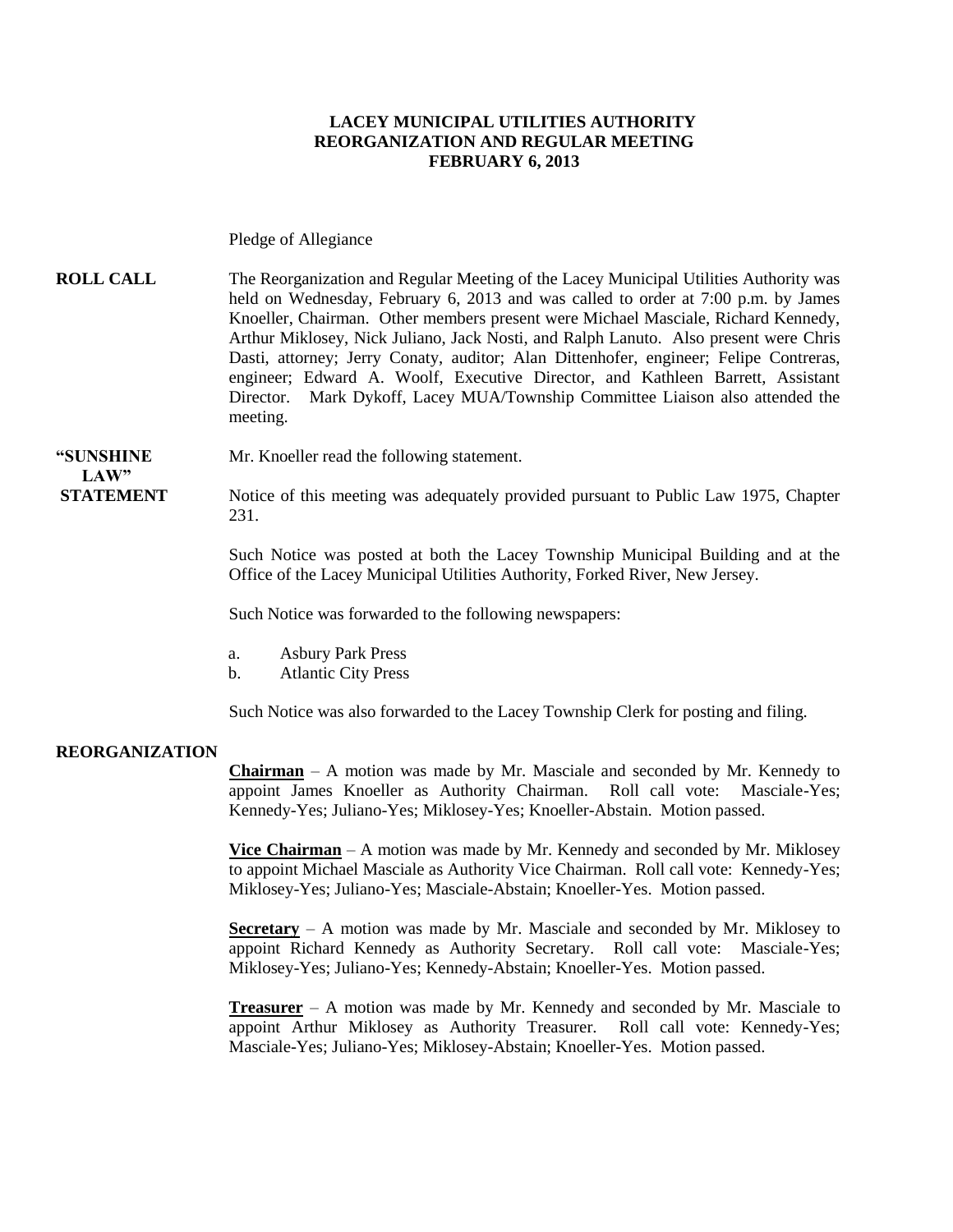# LACEY MUNICIPAL UTILITIES AUTHORITY
## REORGANIZATION AND REGULAR MEETING
## FEBRUARY 6, 2013

Pledge of Allegiance

**ROLL CALL**

The Reorganization and Regular Meeting of the Lacey Municipal Utilities Authority was held on Wednesday, February 6, 2013 and was called to order at 7:00 p.m. by James Knoeller, Chairman. Other members present were Michael Masciale, Richard Kennedy, Arthur Miklosey, Nick Juliano, Jack Nosti, and Ralph Lanuto. Also present were Chris Dasti, attorney; Jerry Conaty, auditor; Alan Dittenhofer, engineer; Felipe Contreras, engineer; Edward A. Woolf, Executive Director, and Kathleen Barrett, Assistant Director. Mark Dykoff, Lacey MUA/Township Committee Liaison also attended the meeting.

**"SUNSHINE LAW" STATEMENT**

Mr. Knoeller read the following statement.

Notice of this meeting was adequately provided pursuant to Public Law 1975, Chapter 231.

Such Notice was posted at both the Lacey Township Municipal Building and at the Office of the Lacey Municipal Utilities Authority, Forked River, New Jersey.

Such Notice was forwarded to the following newspapers:

a. Asbury Park Press
b. Atlantic City Press

Such Notice was also forwarded to the Lacey Township Clerk for posting and filing.

**REORGANIZATION**

**Chairman** – A motion was made by Mr. Masciale and seconded by Mr. Kennedy to appoint James Knoeller as Authority Chairman. Roll call vote: Masciale-Yes; Kennedy-Yes; Juliano-Yes; Miklosey-Yes; Knoeller-Abstain. Motion passed.

**Vice Chairman** – A motion was made by Mr. Kennedy and seconded by Mr. Miklosey to appoint Michael Masciale as Authority Vice Chairman. Roll call vote: Kennedy-Yes; Miklosey-Yes; Juliano-Yes; Masciale-Abstain; Knoeller-Yes. Motion passed.

**Secretary** – A motion was made by Mr. Masciale and seconded by Mr. Miklosey to appoint Richard Kennedy as Authority Secretary. Roll call vote: Masciale-Yes; Miklosey-Yes; Juliano-Yes; Kennedy-Abstain; Knoeller-Yes. Motion passed.

**Treasurer** – A motion was made by Mr. Kennedy and seconded by Mr. Masciale to appoint Arthur Miklosey as Authority Treasurer. Roll call vote: Kennedy-Yes; Masciale-Yes; Juliano-Yes; Miklosey-Abstain; Knoeller-Yes. Motion passed.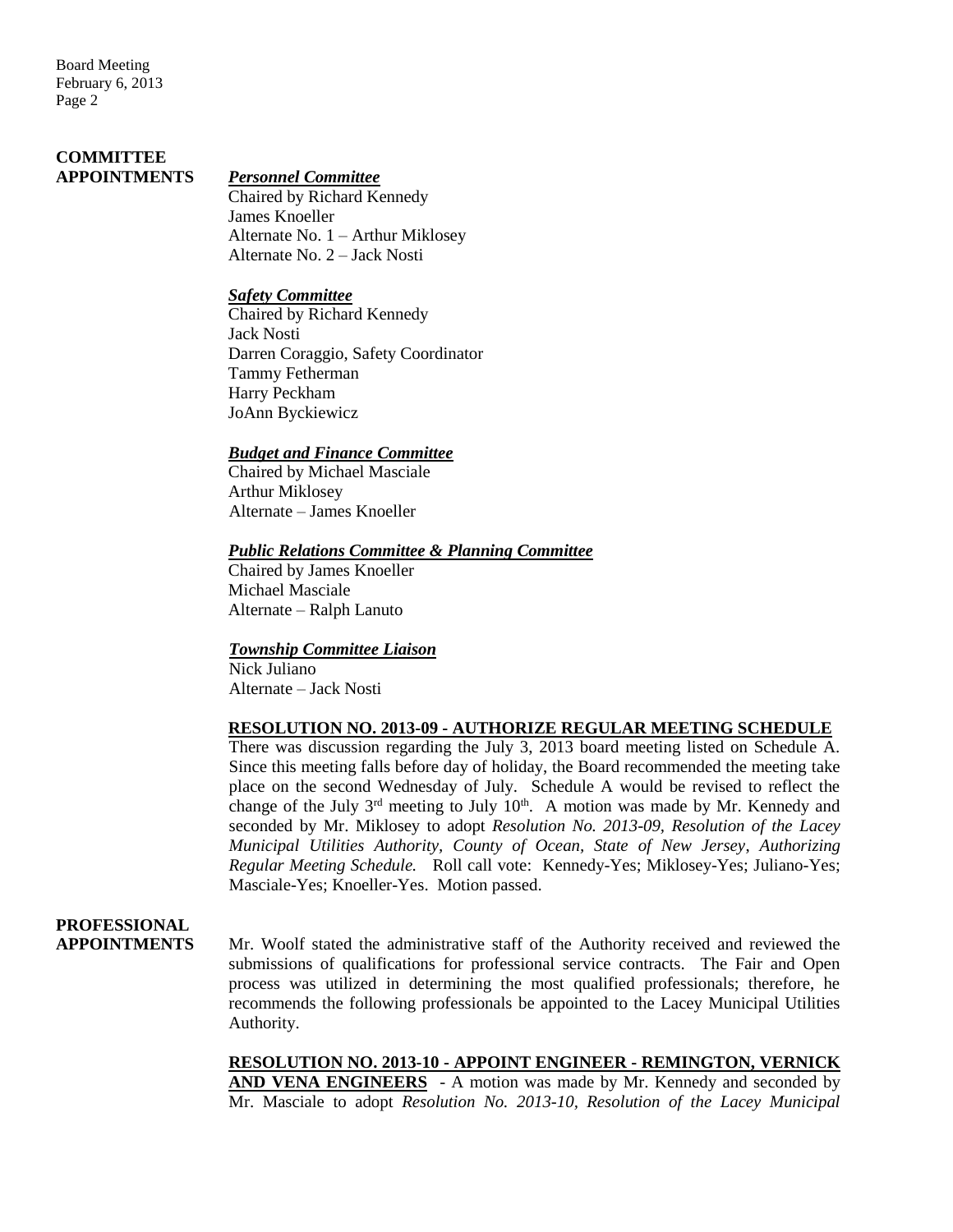**COMMITTEE APPOINTMENTS**

***Personnel Committee***
Chaired by Richard Kennedy
James Knoeller
Alternate No. 1 – Arthur Miklosey
Alternate No. 2 – Jack Nosti

***Safety Committee***
Chaired by Richard Kennedy
Jack Nosti
Darren Coraggio, Safety Coordinator
Tammy Fetherman
Harry Peckham
JoAnn Byckiewicz

***Budget and Finance Committee***
Chaired by Michael Masciale
Arthur Miklosey
Alternate – James Knoeller

***Public Relations Committee & Planning Committee***
Chaired by James Knoeller
Michael Masciale
Alternate – Ralph Lanuto

***Township Committee Liaison***
Nick Juliano
Alternate – Jack Nosti

**RESOLUTION NO. 2013-09 - AUTHORIZE REGULAR MEETING SCHEDULE**
There was discussion regarding the July 3, 2013 board meeting listed on Schedule A. Since this meeting falls before day of holiday, the Board recommended the meeting take place on the second Wednesday of July. Schedule A would be revised to reflect the change of the July 3rd meeting to July 10th. A motion was made by Mr. Kennedy and seconded by Mr. Miklosey to adopt *Resolution No. 2013-09, Resolution of the Lacey Municipal Utilities Authority, County of Ocean, State of New Jersey, Authorizing Regular Meeting Schedule.* Roll call vote: Kennedy-Yes; Miklosey-Yes; Juliano-Yes; Masciale-Yes; Knoeller-Yes. Motion passed.

**PROFESSIONAL APPOINTMENTS**

Mr. Woolf stated the administrative staff of the Authority received and reviewed the submissions of qualifications for professional service contracts. The Fair and Open process was utilized in determining the most qualified professionals; therefore, he recommends the following professionals be appointed to the Lacey Municipal Utilities Authority.

**RESOLUTION NO. 2013-10 - APPOINT ENGINEER - REMINGTON, VERNICK AND VENA ENGINEERS** - A motion was made by Mr. Kennedy and seconded by Mr. Masciale to adopt *Resolution No. 2013-10, Resolution of the Lacey Municipal*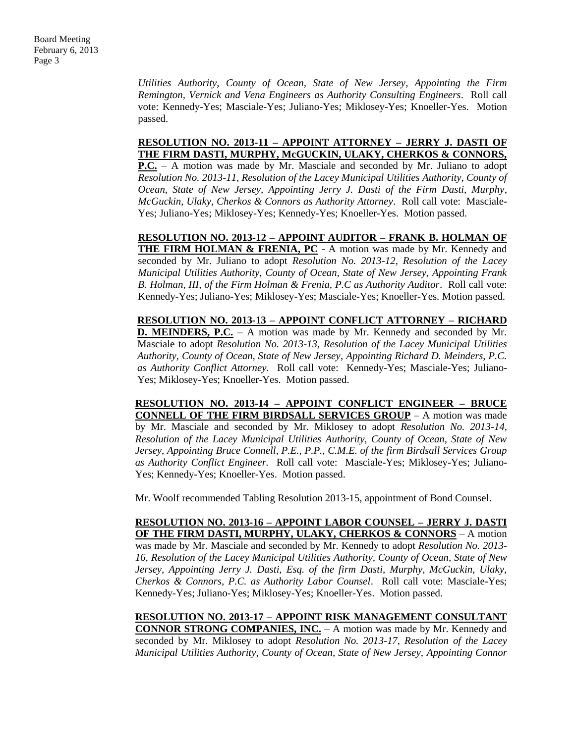*Utilities Authority, County of Ocean, State of New Jersey, Appointing the Firm Remington, Vernick and Vena Engineers as Authority Consulting Engineers*. Roll call vote: Kennedy-Yes; Masciale-Yes; Juliano-Yes; Miklosey-Yes; Knoeller-Yes. Motion passed.

**RESOLUTION NO. 2013-11 – APPOINT ATTORNEY – JERRY J. DASTI OF THE FIRM DASTI, MURPHY, McGUCKIN, ULAKY, CHERKOS & CONNORS, P.C.** – A motion was made by Mr. Masciale and seconded by Mr. Juliano to adopt *Resolution No. 2013-11, Resolution of the Lacey Municipal Utilities Authority, County of Ocean, State of New Jersey, Appointing Jerry J. Dasti of the Firm Dasti, Murphy, McGuckin, Ulaky, Cherkos & Connors as Authority Attorney*. Roll call vote: Masciale-Yes; Juliano-Yes; Miklosey-Yes; Kennedy-Yes; Knoeller-Yes. Motion passed.

**RESOLUTION NO. 2013-12 – APPOINT AUDITOR – FRANK B. HOLMAN OF THE FIRM HOLMAN & FRENIA, PC** - A motion was made by Mr. Kennedy and seconded by Mr. Juliano to adopt *Resolution No. 2013-12, Resolution of the Lacey Municipal Utilities Authority, County of Ocean, State of New Jersey, Appointing Frank B. Holman, III, of the Firm Holman & Frenia, P.C as Authority Auditor*. Roll call vote: Kennedy-Yes; Juliano-Yes; Miklosey-Yes; Masciale-Yes; Knoeller-Yes. Motion passed.

**RESOLUTION NO. 2013-13 – APPOINT CONFLICT ATTORNEY – RICHARD D. MEINDERS, P.C.** – A motion was made by Mr. Kennedy and seconded by Mr. Masciale to adopt *Resolution No. 2013-13, Resolution of the Lacey Municipal Utilities Authority, County of Ocean, State of New Jersey, Appointing Richard D. Meinders, P.C. as Authority Conflict Attorney*. Roll call vote: Kennedy-Yes; Masciale-Yes; Juliano-Yes; Miklosey-Yes; Knoeller-Yes. Motion passed.

**RESOLUTION NO. 2013-14 – APPOINT CONFLICT ENGINEER – BRUCE CONNELL OF THE FIRM BIRDSALL SERVICES GROUP** – A motion was made by Mr. Masciale and seconded by Mr. Miklosey to adopt *Resolution No. 2013-14, Resolution of the Lacey Municipal Utilities Authority, County of Ocean, State of New Jersey, Appointing Bruce Connell, P.E., P.P., C.M.E. of the firm Birdsall Services Group as Authority Conflict Engineer.* Roll call vote: Masciale-Yes; Miklosey-Yes; Juliano-Yes; Kennedy-Yes; Knoeller-Yes. Motion passed.

Mr. Woolf recommended Tabling Resolution 2013-15, appointment of Bond Counsel.

**RESOLUTION NO. 2013-16 – APPOINT LABOR COUNSEL – JERRY J. DASTI OF THE FIRM DASTI, MURPHY, ULAKY, CHERKOS & CONNORS** – A motion was made by Mr. Masciale and seconded by Mr. Kennedy to adopt *Resolution No. 2013-16, Resolution of the Lacey Municipal Utilities Authority, County of Ocean, State of New Jersey, Appointing Jerry J. Dasti, Esq. of the firm Dasti, Murphy, McGuckin, Ulaky, Cherkos & Connors, P.C. as Authority Labor Counsel*. Roll call vote: Masciale-Yes; Kennedy-Yes; Juliano-Yes; Miklosey-Yes; Knoeller-Yes. Motion passed.

**RESOLUTION NO. 2013-17 – APPOINT RISK MANAGEMENT CONSULTANT CONNOR STRONG COMPANIES, INC.** – A motion was made by Mr. Kennedy and seconded by Mr. Miklosey to adopt *Resolution No. 2013-17, Resolution of the Lacey Municipal Utilities Authority, County of Ocean, State of New Jersey, Appointing Connor*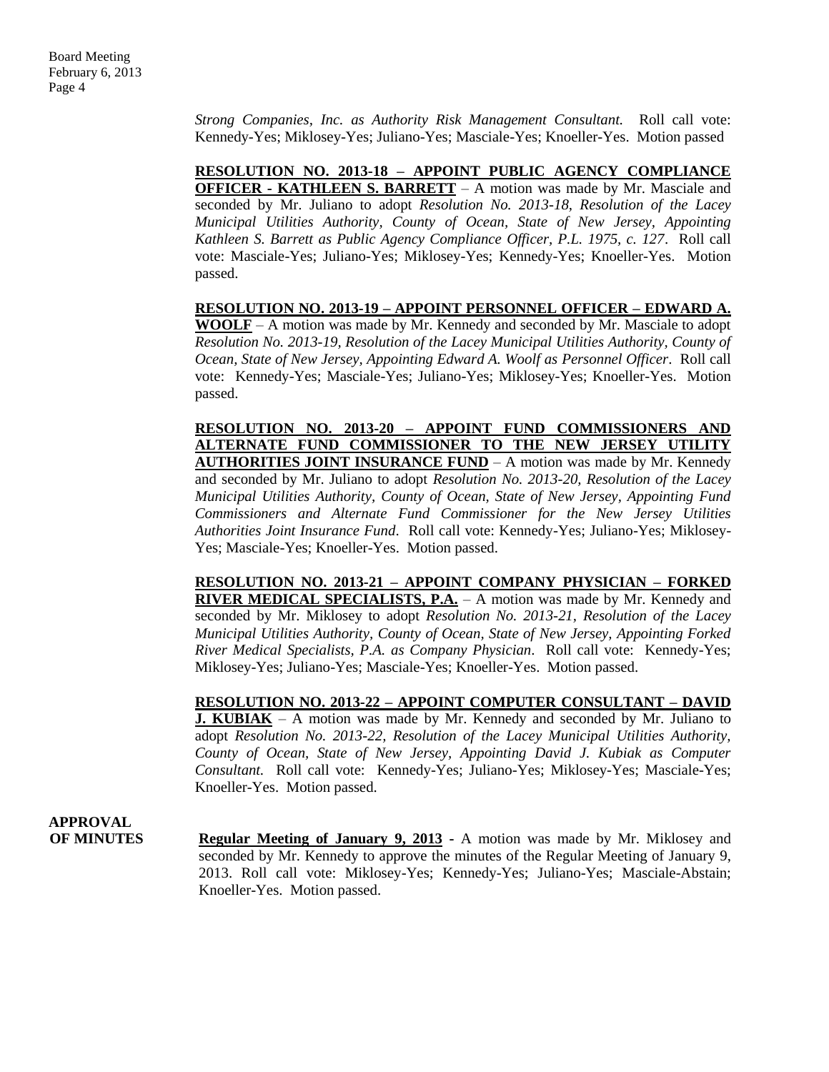*Strong Companies, Inc. as Authority Risk Management Consultant.* Roll call vote: Kennedy-Yes; Miklosey-Yes; Juliano-Yes; Masciale-Yes; Knoeller-Yes. Motion passed

**RESOLUTION NO. 2013-18 – APPOINT PUBLIC AGENCY COMPLIANCE OFFICER - KATHLEEN S. BARRETT** – A motion was made by Mr. Masciale and seconded by Mr. Juliano to adopt *Resolution No. 2013-18, Resolution of the Lacey Municipal Utilities Authority, County of Ocean, State of New Jersey, Appointing Kathleen S. Barrett as Public Agency Compliance Officer, P.L. 1975, c. 127*. Roll call vote: Masciale-Yes; Juliano-Yes; Miklosey-Yes; Kennedy-Yes; Knoeller-Yes. Motion passed.

**RESOLUTION NO. 2013-19 – APPOINT PERSONNEL OFFICER – EDWARD A. WOOLF** – A motion was made by Mr. Kennedy and seconded by Mr. Masciale to adopt *Resolution No. 2013-19, Resolution of the Lacey Municipal Utilities Authority, County of Ocean, State of New Jersey, Appointing Edward A. Woolf as Personnel Officer*. Roll call vote: Kennedy-Yes; Masciale-Yes; Juliano-Yes; Miklosey-Yes; Knoeller-Yes. Motion passed.

**RESOLUTION NO. 2013-20 – APPOINT FUND COMMISSIONERS AND ALTERNATE FUND COMMISSIONER TO THE NEW JERSEY UTILITY AUTHORITIES JOINT INSURANCE FUND** – A motion was made by Mr. Kennedy and seconded by Mr. Juliano to adopt *Resolution No. 2013-20, Resolution of the Lacey Municipal Utilities Authority, County of Ocean, State of New Jersey, Appointing Fund Commissioners and Alternate Fund Commissioner for the New Jersey Utilities Authorities Joint Insurance Fund*. Roll call vote: Kennedy-Yes; Juliano-Yes; Miklosey-Yes; Masciale-Yes; Knoeller-Yes. Motion passed.

**RESOLUTION NO. 2013-21 – APPOINT COMPANY PHYSICIAN – FORKED RIVER MEDICAL SPECIALISTS, P.A.** – A motion was made by Mr. Kennedy and seconded by Mr. Miklosey to adopt *Resolution No. 2013-21, Resolution of the Lacey Municipal Utilities Authority, County of Ocean, State of New Jersey, Appointing Forked River Medical Specialists, P.A. as Company Physician*. Roll call vote: Kennedy-Yes; Miklosey-Yes; Juliano-Yes; Masciale-Yes; Knoeller-Yes. Motion passed.

**RESOLUTION NO. 2013-22 – APPOINT COMPUTER CONSULTANT – DAVID J. KUBIAK** – A motion was made by Mr. Kennedy and seconded by Mr. Juliano to adopt *Resolution No. 2013-22, Resolution of the Lacey Municipal Utilities Authority, County of Ocean, State of New Jersey, Appointing David J. Kubiak as Computer Consultant.* Roll call vote: Kennedy-Yes; Juliano-Yes; Miklosey-Yes; Masciale-Yes; Knoeller-Yes. Motion passed.

**APPROVAL OF MINUTES**

**Regular Meeting of January 9, 2013** - A motion was made by Mr. Miklosey and seconded by Mr. Kennedy to approve the minutes of the Regular Meeting of January 9, 2013. Roll call vote: Miklosey-Yes; Kennedy-Yes; Juliano-Yes; Masciale-Abstain; Knoeller-Yes. Motion passed.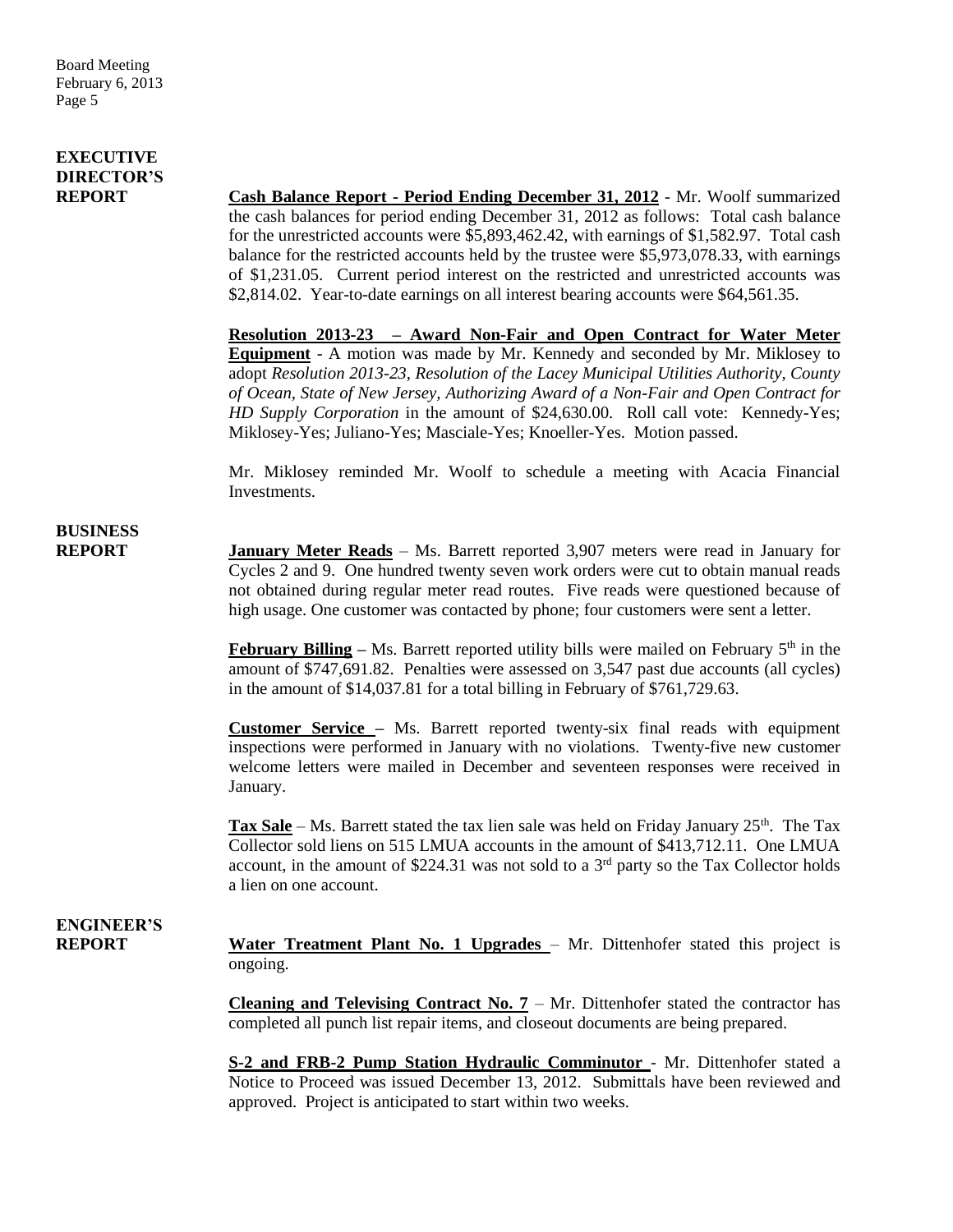## EXECUTIVE DIRECTOR'S REPORT

**Cash Balance Report - Period Ending December 31, 2012** - Mr. Woolf summarized the cash balances for period ending December 31, 2012 as follows: Total cash balance for the unrestricted accounts were $5,893,462.42, with earnings of $1,582.97. Total cash balance for the restricted accounts held by the trustee were $5,973,078.33, with earnings of $1,231.05. Current period interest on the restricted and unrestricted accounts was $2,814.02. Year-to-date earnings on all interest bearing accounts were $64,561.35.

**Resolution 2013-23 – Award Non-Fair and Open Contract for Water Meter Equipment** - A motion was made by Mr. Kennedy and seconded by Mr. Miklosey to adopt *Resolution 2013-23, Resolution of the Lacey Municipal Utilities Authority, County of Ocean, State of New Jersey, Authorizing Award of a Non-Fair and Open Contract for HD Supply Corporation* in the amount of $24,630.00. Roll call vote: Kennedy-Yes; Miklosey-Yes; Juliano-Yes; Masciale-Yes; Knoeller-Yes. Motion passed.

Mr. Miklosey reminded Mr. Woolf to schedule a meeting with Acacia Financial Investments.

## BUSINESS REPORT

**January Meter Reads** – Ms. Barrett reported 3,907 meters were read in January for Cycles 2 and 9. One hundred twenty seven work orders were cut to obtain manual reads not obtained during regular meter read routes. Five reads were questioned because of high usage. One customer was contacted by phone; four customers were sent a letter.

**February Billing –** Ms. Barrett reported utility bills were mailed on February 5th in the amount of $747,691.82. Penalties were assessed on 3,547 past due accounts (all cycles) in the amount of $14,037.81 for a total billing in February of $761,729.63.

**Customer Service –** Ms. Barrett reported twenty-six final reads with equipment inspections were performed in January with no violations. Twenty-five new customer welcome letters were mailed in December and seventeen responses were received in January.

**Tax Sale** – Ms. Barrett stated the tax lien sale was held on Friday January 25th. The Tax Collector sold liens on 515 LMUA accounts in the amount of $413,712.11. One LMUA account, in the amount of $224.31 was not sold to a 3rd party so the Tax Collector holds a lien on one account.

## ENGINEER'S REPORT

**Water Treatment Plant No. 1 Upgrades** – Mr. Dittenhofer stated this project is ongoing.

**Cleaning and Televising Contract No. 7** – Mr. Dittenhofer stated the contractor has completed all punch list repair items, and closeout documents are being prepared.

**S-2 and FRB-2 Pump Station Hydraulic Comminutor** - Mr. Dittenhofer stated a Notice to Proceed was issued December 13, 2012. Submittals have been reviewed and approved. Project is anticipated to start within two weeks.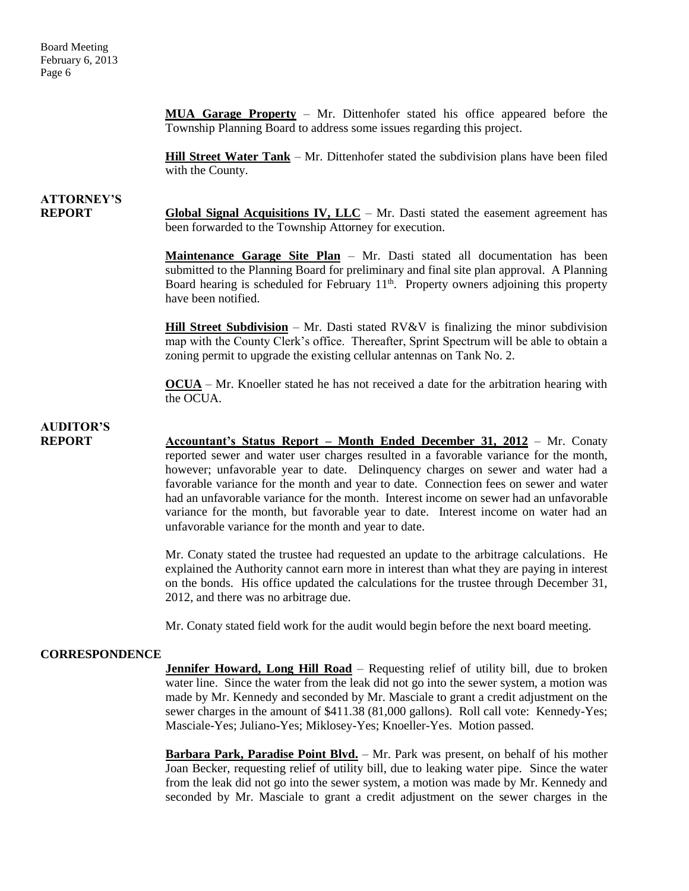**MUA Garage Property** – Mr. Dittenhofer stated his office appeared before the Township Planning Board to address some issues regarding this project.

**Hill Street Water Tank** – Mr. Dittenhofer stated the subdivision plans have been filed with the County.

**ATTORNEY'S REPORT**

**Global Signal Acquisitions IV, LLC** – Mr. Dasti stated the easement agreement has been forwarded to the Township Attorney for execution.

**Maintenance Garage Site Plan** – Mr. Dasti stated all documentation has been submitted to the Planning Board for preliminary and final site plan approval. A Planning Board hearing is scheduled for February 11th. Property owners adjoining this property have been notified.

**Hill Street Subdivision** – Mr. Dasti stated RV&V is finalizing the minor subdivision map with the County Clerk's office. Thereafter, Sprint Spectrum will be able to obtain a zoning permit to upgrade the existing cellular antennas on Tank No. 2.

**OCUA** – Mr. Knoeller stated he has not received a date for the arbitration hearing with the OCUA.

**AUDITOR'S REPORT**

**Accountant's Status Report – Month Ended December 31, 2012** – Mr. Conaty reported sewer and water user charges resulted in a favorable variance for the month, however; unfavorable year to date. Delinquency charges on sewer and water had a favorable variance for the month and year to date. Connection fees on sewer and water had an unfavorable variance for the month. Interest income on sewer had an unfavorable variance for the month, but favorable year to date. Interest income on water had an unfavorable variance for the month and year to date.

Mr. Conaty stated the trustee had requested an update to the arbitrage calculations. He explained the Authority cannot earn more in interest than what they are paying in interest on the bonds. His office updated the calculations for the trustee through December 31, 2012, and there was no arbitrage due.

Mr. Conaty stated field work for the audit would begin before the next board meeting.

**CORRESPONDENCE**

**Jennifer Howard, Long Hill Road** – Requesting relief of utility bill, due to broken water line. Since the water from the leak did not go into the sewer system, a motion was made by Mr. Kennedy and seconded by Mr. Masciale to grant a credit adjustment on the sewer charges in the amount of $411.38 (81,000 gallons). Roll call vote: Kennedy-Yes; Masciale-Yes; Juliano-Yes; Miklosey-Yes; Knoeller-Yes. Motion passed.

**Barbara Park, Paradise Point Blvd.** – Mr. Park was present, on behalf of his mother Joan Becker, requesting relief of utility bill, due to leaking water pipe. Since the water from the leak did not go into the sewer system, a motion was made by Mr. Kennedy and seconded by Mr. Masciale to grant a credit adjustment on the sewer charges in the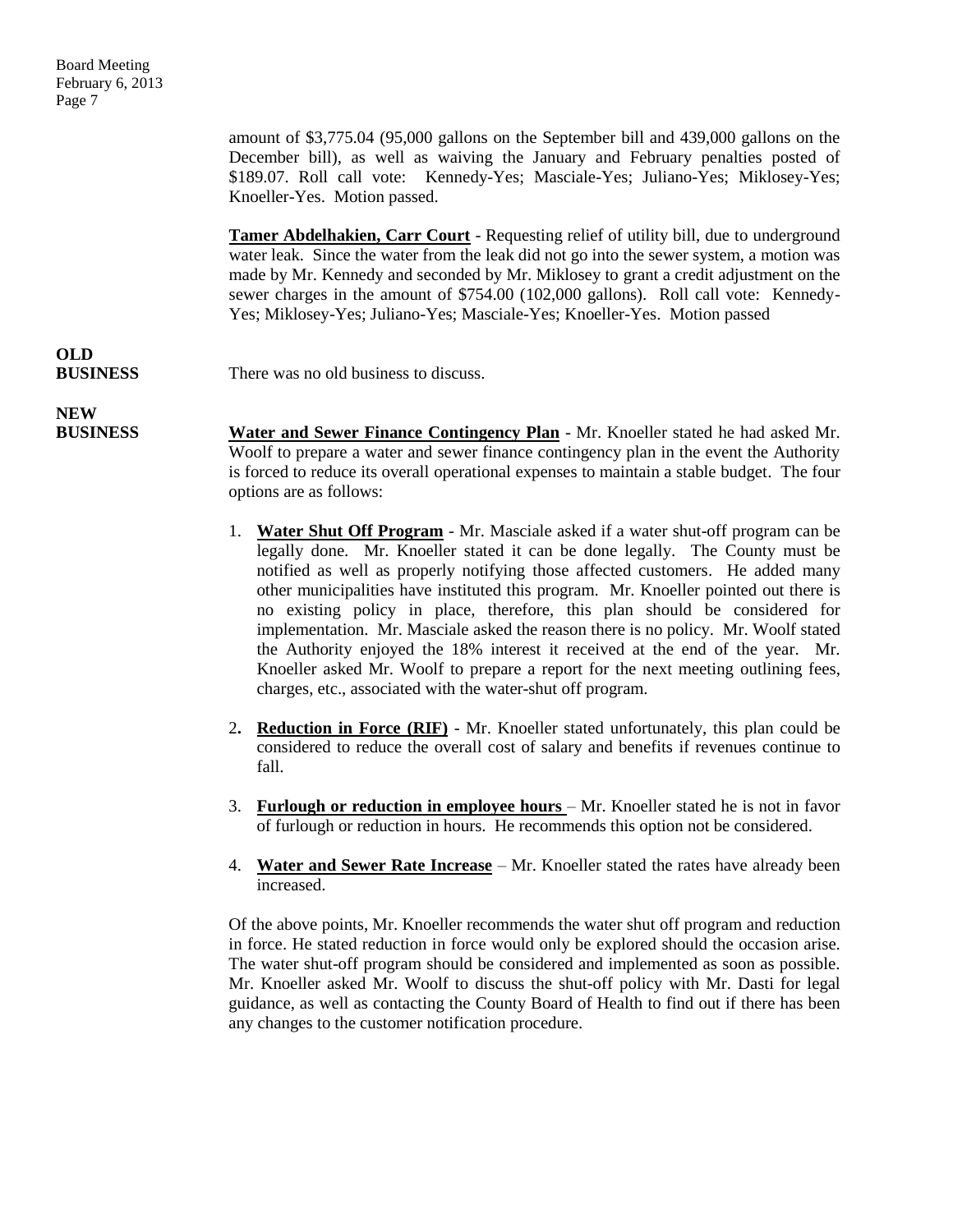amount of $3,775.04 (95,000 gallons on the September bill and 439,000 gallons on the December bill), as well as waiving the January and February penalties posted of $189.07. Roll call vote: Kennedy-Yes; Masciale-Yes; Juliano-Yes; Miklosey-Yes; Knoeller-Yes. Motion passed.

**Tamer Abdelhakien, Carr Court** - Requesting relief of utility bill, due to underground water leak. Since the water from the leak did not go into the sewer system, a motion was made by Mr. Kennedy and seconded by Mr. Miklosey to grant a credit adjustment on the sewer charges in the amount of $754.00 (102,000 gallons). Roll call vote: Kennedy-Yes; Miklosey-Yes; Juliano-Yes; Masciale-Yes; Knoeller-Yes. Motion passed

**OLD BUSINESS**

There was no old business to discuss.

**NEW BUSINESS**

**Water and Sewer Finance Contingency Plan** - Mr. Knoeller stated he had asked Mr. Woolf to prepare a water and sewer finance contingency plan in the event the Authority is forced to reduce its overall operational expenses to maintain a stable budget. The four options are as follows:

1. **Water Shut Off Program** - Mr. Masciale asked if a water shut-off program can be legally done. Mr. Knoeller stated it can be done legally. The County must be notified as well as properly notifying those affected customers. He added many other municipalities have instituted this program. Mr. Knoeller pointed out there is no existing policy in place, therefore, this plan should be considered for implementation. Mr. Masciale asked the reason there is no policy. Mr. Woolf stated the Authority enjoyed the 18% interest it received at the end of the year. Mr. Knoeller asked Mr. Woolf to prepare a report for the next meeting outlining fees, charges, etc., associated with the water-shut off program.

2. **Reduction in Force (RIF)** - Mr. Knoeller stated unfortunately, this plan could be considered to reduce the overall cost of salary and benefits if revenues continue to fall.

3. **Furlough or reduction in employee hours** – Mr. Knoeller stated he is not in favor of furlough or reduction in hours. He recommends this option not be considered.

4. **Water and Sewer Rate Increase** – Mr. Knoeller stated the rates have already been increased.

Of the above points, Mr. Knoeller recommends the water shut off program and reduction in force. He stated reduction in force would only be explored should the occasion arise. The water shut-off program should be considered and implemented as soon as possible. Mr. Knoeller asked Mr. Woolf to discuss the shut-off policy with Mr. Dasti for legal guidance, as well as contacting the County Board of Health to find out if there has been any changes to the customer notification procedure.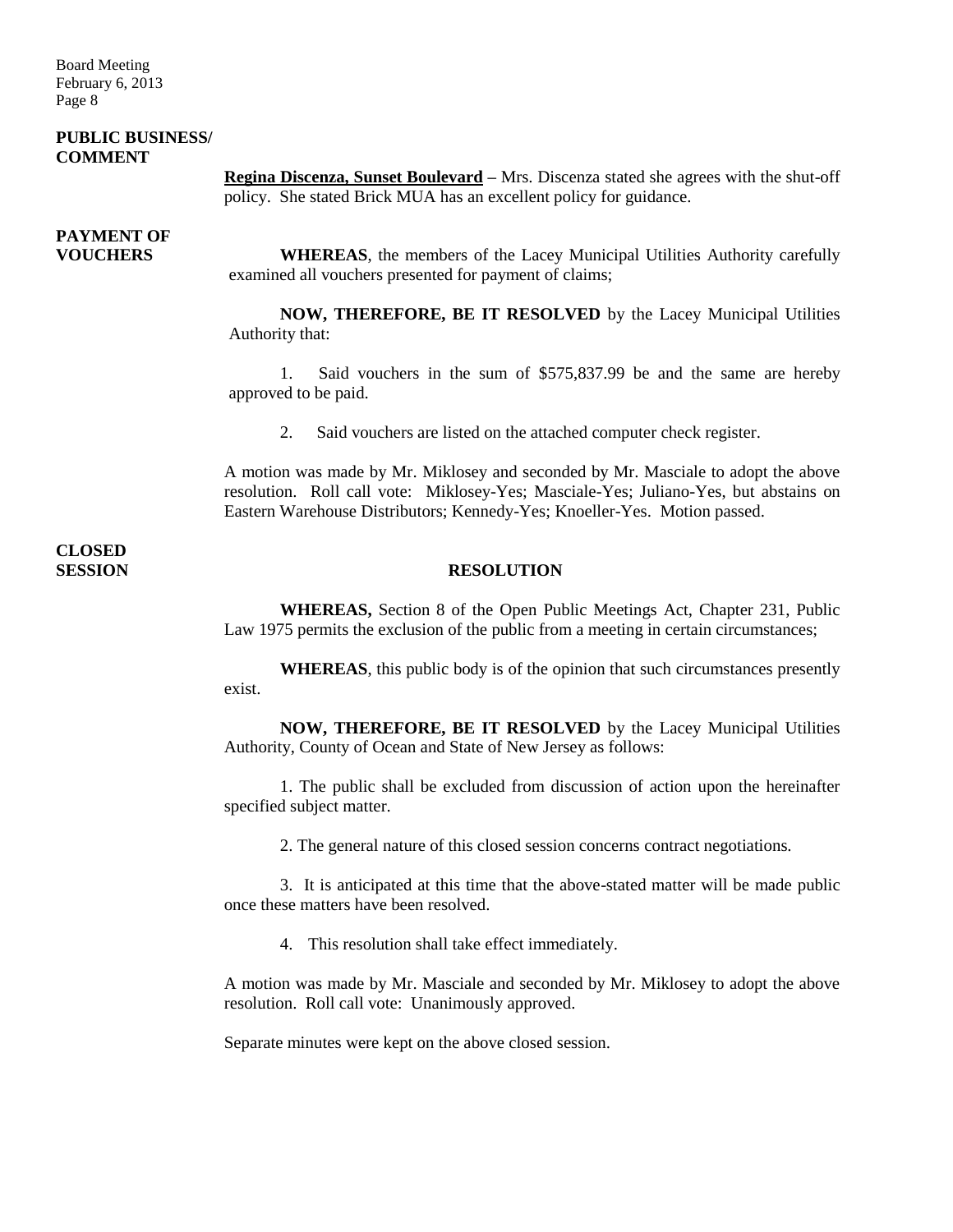**PUBLIC BUSINESS/ COMMENT**

**Regina Discenza, Sunset Boulevard** – Mrs. Discenza stated she agrees with the shut-off policy. She stated Brick MUA has an excellent policy for guidance.

**PAYMENT OF VOUCHERS**

**WHEREAS**, the members of the Lacey Municipal Utilities Authority carefully examined all vouchers presented for payment of claims;

**NOW, THEREFORE, BE IT RESOLVED** by the Lacey Municipal Utilities Authority that:

1. Said vouchers in the sum of $575,837.99 be and the same are hereby approved to be paid.

2. Said vouchers are listed on the attached computer check register.

A motion was made by Mr. Miklosey and seconded by Mr. Masciale to adopt the above resolution. Roll call vote: Miklosey-Yes; Masciale-Yes; Juliano-Yes, but abstains on Eastern Warehouse Distributors; Kennedy-Yes; Knoeller-Yes. Motion passed.

**CLOSED SESSION**

**RESOLUTION**

**WHEREAS,** Section 8 of the Open Public Meetings Act, Chapter 231, Public Law 1975 permits the exclusion of the public from a meeting in certain circumstances;

**WHEREAS**, this public body is of the opinion that such circumstances presently exist.

**NOW, THEREFORE, BE IT RESOLVED** by the Lacey Municipal Utilities Authority, County of Ocean and State of New Jersey as follows:

1. The public shall be excluded from discussion of action upon the hereinafter specified subject matter.

2. The general nature of this closed session concerns contract negotiations.

3. It is anticipated at this time that the above-stated matter will be made public once these matters have been resolved.

4. This resolution shall take effect immediately.

A motion was made by Mr. Masciale and seconded by Mr. Miklosey to adopt the above resolution. Roll call vote: Unanimously approved.

Separate minutes were kept on the above closed session.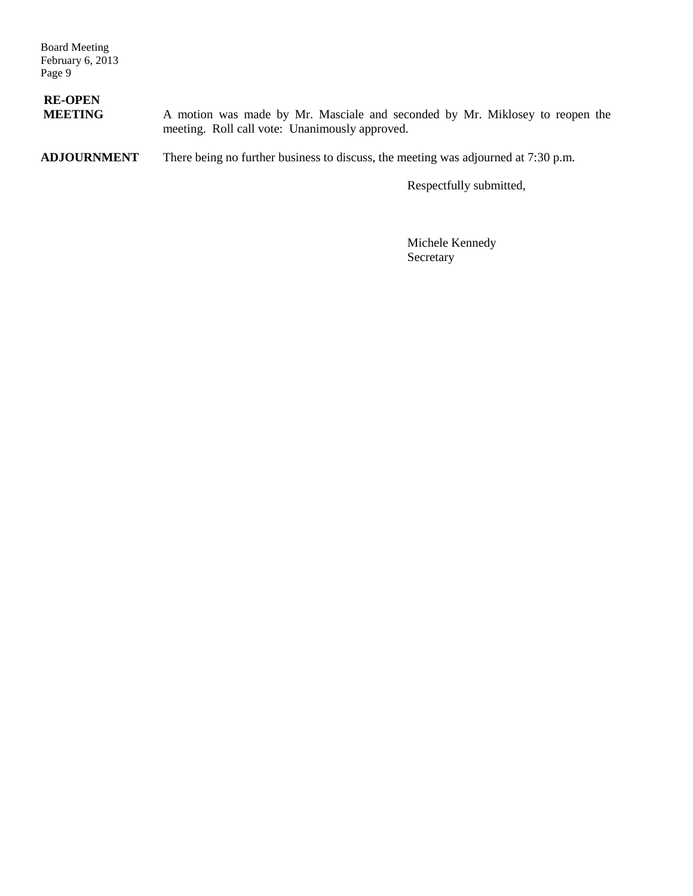**RE-OPEN MEETING** A motion was made by Mr. Masciale and seconded by Mr. Miklosey to reopen the meeting. Roll call vote: Unanimously approved.

**ADJOURNMENT** There being no further business to discuss, the meeting was adjourned at 7:30 p.m.

Respectfully submitted,

Michele Kennedy
Secretary